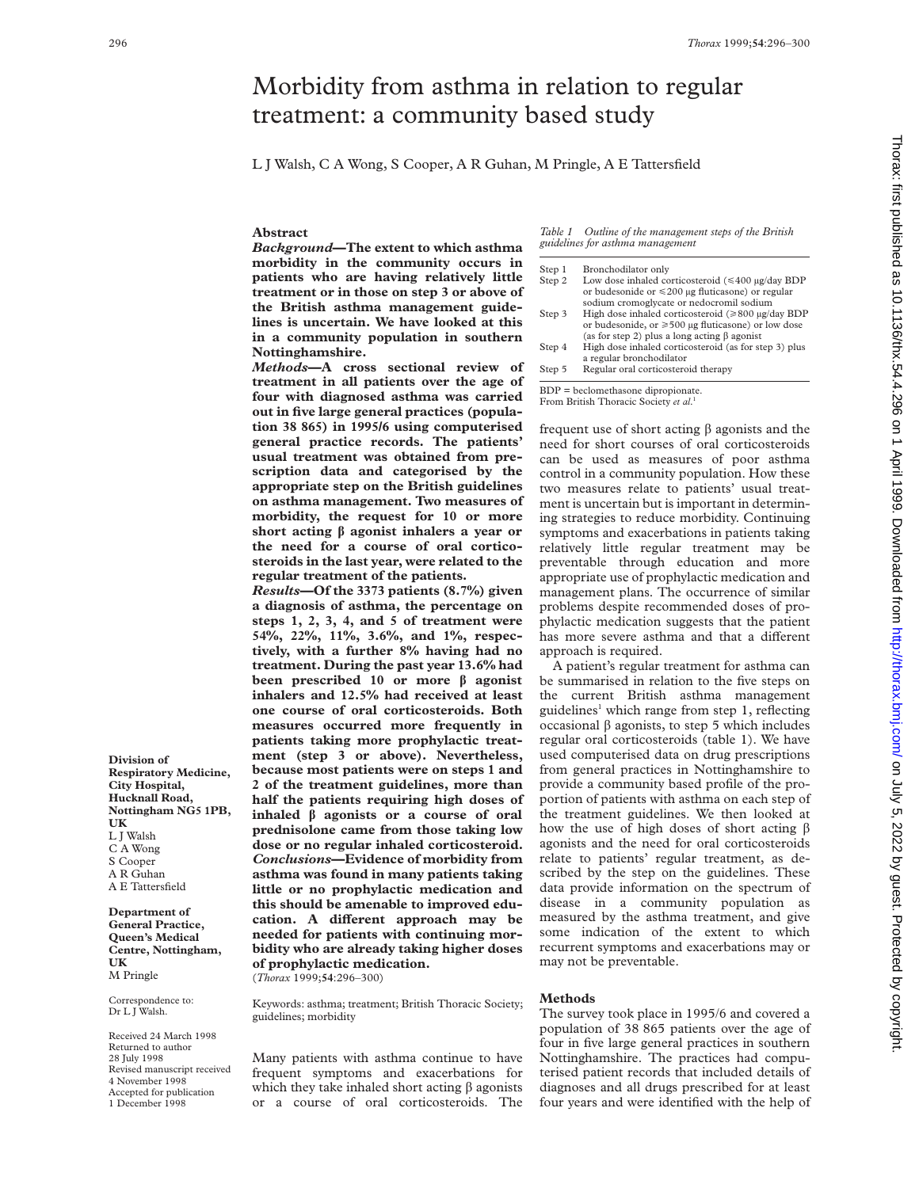# Morbidity from asthma in relation to regular treatment: a community based study

L J Walsh, C A Wong, S Cooper, A R Guhan, M Pringle, A E Tattersfield

## Abstract

***Background*—The extent to which asthma morbidity in the community occurs in patients who are having relatively little treatment or in those on step 3 or above of the British asthma management guidelines is uncertain. We have looked at this in a community population in southern Nottinghamshire.**

***Methods*—A cross sectional review of treatment in all patients over the age of four with diagnosed asthma was carried out in five large general practices (population 38 865) in 1995/6 using computerised general practice records. The patients' usual treatment was obtained from prescription data and categorised by the appropriate step on the British guidelines on asthma management. Two measures of morbidity, the request for 10 or more short acting β agonist inhalers a year or the need for a course of oral corticosteroids in the last year, were related to the regular treatment of the patients.**

***Results*—Of the 3373 patients (8.7%) given a diagnosis of asthma, the percentage on steps 1, 2, 3, 4, and 5 of treatment were 54%, 22%, 11%, 3.6%, and 1%, respectively, with a further 8% having had no treatment. During the past year 13.6% had been prescribed 10 or more β agonist inhalers and 12.5% had received at least one course of oral corticosteroids. Both measures occurred more frequently in patients taking more prophylactic treatment (step 3 or above). Nevertheless, because most patients were on steps 1 and 2 of the treatment guidelines, more than half the patients requiring high doses of inhaled β agonists or a course of oral prednisolone came from those taking low dose or no regular inhaled corticosteroid.**

***Conclusions*—Evidence of morbidity from asthma was found in many patients taking little or no prophylactic medication and this should be amenable to improved education. A different approach may be needed for patients with continuing morbidity who are already taking higher doses of prophylactic medication.**

(*Thorax* 1999;**54**:296–300)

Keywords: asthma; treatment; British Thoracic Society; guidelines; morbidity

**Division of Respiratory Medicine, City Hospital, Hucknall Road, Nottingham NG5 1PB, UK**
L J Walsh
C A Wong
S Cooper
A R Guhan
A E Tattersfield

**Department of General Practice, Queen's Medical Centre, Nottingham, UK**
M Pringle

Correspondence to: Dr L J Walsh.

Received 24 March 1998
Returned to author 28 July 1998
Revised manuscript received 4 November 1998
Accepted for publication 1 December 1998

Many patients with asthma continue to have frequent symptoms and exacerbations for which they take inhaled short acting β agonists or a course of oral corticosteroids. The frequent use of short acting β agonists and the need for short courses of oral corticosteroids can be used as measures of poor asthma control in a community population. How these two measures relate to patients' usual treatment is uncertain but is important in determining strategies to reduce morbidity. Continuing symptoms and exacerbations in patients taking relatively little regular treatment may be preventable through education and more appropriate use of prophylactic medication and management plans. The occurrence of similar problems despite recommended doses of prophylactic medication suggests that the patient has more severe asthma and that a different approach is required.

*Table 1 Outline of the management steps of the British guidelines for asthma management*

| Step | Treatment |
|---|---|
| Step 1 | Bronchodilator only |
| Step 2 | Low dose inhaled corticosteroid (≤400 µg/day BDP or budesonide or ≤200 µg fluticasone) or regular sodium cromoglycate or nedocromil sodium |
| Step 3 | High dose inhaled corticosteroid (≥800 µg/day BDP or budesonide, or ≥500 µg fluticasone) or low dose (as for step 2) plus a long acting β agonist |
| Step 4 | High dose inhaled corticosteroid (as for step 3) plus a regular bronchodilator |
| Step 5 | Regular oral corticosteroid therapy |

BDP = beclomethasone dipropionate.
From British Thoracic Society *et al*.[1]

A patient's regular treatment for asthma can be summarised in relation to the five steps on the current British asthma management guidelines[1] which range from step 1, reflecting occasional β agonists, to step 5 which includes regular oral corticosteroids (table 1). We have used computerised data on drug prescriptions from general practices in Nottinghamshire to provide a community based profile of the proportion of patients with asthma on each step of the treatment guidelines. We then looked at how the use of high doses of short acting β agonists and the need for oral corticosteroids relate to patients' regular treatment, as described by the step on the guidelines. These data provide information on the spectrum of disease in a community population as measured by the asthma treatment, and give some indication of the extent to which recurrent symptoms and exacerbations may or may not be preventable.

## Methods

The survey took place in 1995/6 and covered a population of 38 865 patients over the age of four in five large general practices in southern Nottinghamshire. The practices had computerised patient records that included details of diagnoses and all drugs prescribed for at least four years and were identified with the help of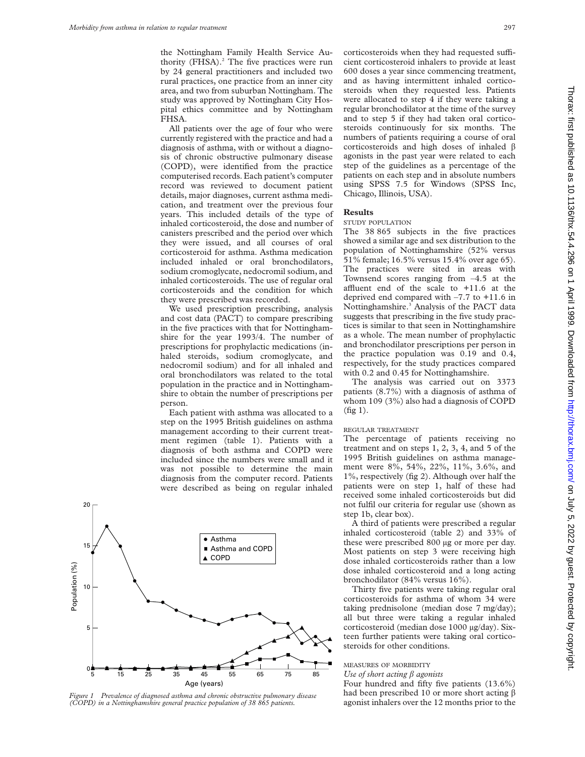the Nottingham Family Health Service Authority (FHSA).[2] The five practices were run by 24 general practitioners and included two rural practices, one practice from an inner city area, and two from suburban Nottingham. The study was approved by Nottingham City Hospital ethics committee and by Nottingham FHSA.

All patients over the age of four who were currently registered with the practice and had a diagnosis of asthma, with or without a diagnosis of chronic obstructive pulmonary disease (COPD), were identified from the practice computerised records. Each patient's computer record was reviewed to document patient details, major diagnoses, current asthma medication, and treatment over the previous four years. This included details of the type of inhaled corticosteroid, the dose and number of canisters prescribed and the period over which they were issued, and all courses of oral corticosteroid for asthma. Asthma medication included inhaled or oral bronchodilators, sodium cromoglycate, nedocromil sodium, and inhaled corticosteroids. The use of regular oral corticosteroids and the condition for which they were prescribed was recorded.

We used prescription prescribing, analysis and cost data (PACT) to compare prescribing in the five practices with that for Nottinghamshire for the year 1993/4. The number of prescriptions for prophylactic medications (inhaled steroids, sodium cromoglycate, and nedocromil sodium) and for all inhaled and oral bronchodilators was related to the total population in the practice and in Nottinghamshire to obtain the number of prescriptions per person.

Each patient with asthma was allocated to a step on the 1995 British guidelines on asthma management according to their current treatment regimen (table 1). Patients with a diagnosis of both asthma and COPD were included since the numbers were small and it was not possible to determine the main diagnosis from the computer record. Patients were described as being on regular inhaled corticosteroids when they had requested sufficient corticosteroid inhalers to provide at least 600 doses a year since commencing treatment, and as having intermittent inhaled corticosteroids when they requested less. Patients were allocated to step 4 if they were taking a regular bronchodilator at the time of the survey and to step 5 if they had taken oral corticosteroids continuously for six months. The numbers of patients requiring a course of oral corticosteroids and high doses of inhaled β agonists in the past year were related to each step of the guidelines as a percentage of the patients on each step and in absolute numbers using SPSS 7.5 for Windows (SPSS Inc, Chicago, Illinois, USA).

Figure 1 Prevalence of diagnosed asthma and chronic obstructive pulmonary disease (COPD) in a Nottinghamshire general practice population of 38 865 patients.

## Results

### STUDY POPULATION

The 38 865 subjects in the five practices showed a similar age and sex distribution to the population of Nottinghamshire (52% versus 51% female; 16.5% versus 15.4% over age 65). The practices were sited in areas with Townsend scores ranging from –4.5 at the affluent end of the scale to +11.6 at the deprived end compared with –7.7 to +11.6 in Nottinghamshire.[3] Analysis of the PACT data suggests that prescribing in the five study practices is similar to that seen in Nottinghamshire as a whole. The mean number of prophylactic and bronchodilator prescriptions per person in the practice population was 0.19 and 0.4, respectively, for the study practices compared with 0.2 and 0.45 for Nottinghamshire.

The analysis was carried out on 3373 patients (8.7%) with a diagnosis of asthma of whom 109 (3%) also had a diagnosis of COPD (fig 1).

### REGULAR TREATMENT

The percentage of patients receiving no treatment and on steps 1, 2, 3, 4, and 5 of the 1995 British guidelines on asthma management were 8%, 54%, 22%, 11%, 3.6%, and 1%, respectively (fig 2). Although over half the patients were on step 1, half of these had received some inhaled corticosteroids but did not fulfil our criteria for regular use (shown as step 1b, clear box).

A third of patients were prescribed a regular inhaled corticosteroid (table 2) and 33% of these were prescribed 800 μg or more per day. Most patients on step 3 were receiving high dose inhaled corticosteroids rather than a low dose inhaled corticosteroid and a long acting bronchodilator (84% versus 16%).

Thirty five patients were taking regular oral corticosteroids for asthma of whom 34 were taking prednisolone (median dose 7 mg/day); all but three were taking a regular inhaled corticosteroid (median dose 1000 μg/day). Sixteen further patients were taking oral corticosteroids for other conditions.

### MEASURES OF MORBIDITY

*Use of short acting β agonists*

Four hundred and fifty five patients (13.6%) had been prescribed 10 or more short acting β agonist inhalers over the 12 months prior to the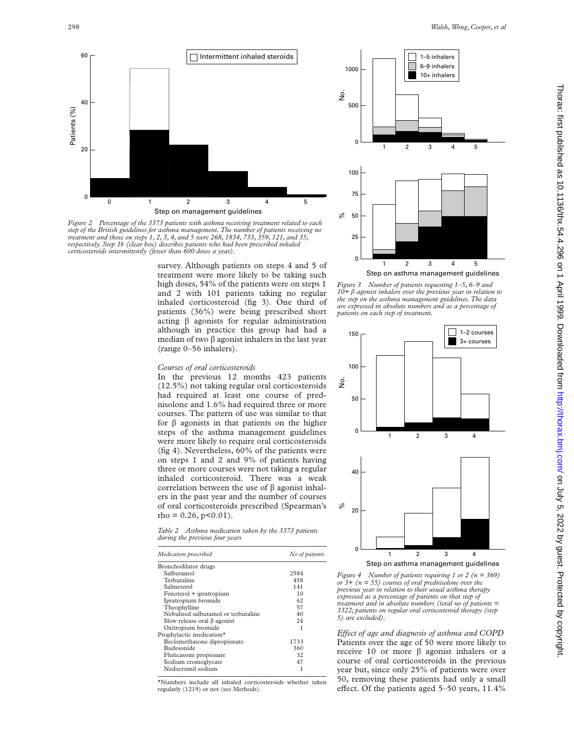Figure 2 Percentage of the 3373 patients with asthma receiving treatment related to each step of the British guidelines for asthma management. The number of patients receiving no treatment and those on steps 1, 2, 3, 4, and 5 were 268, 1834, 733, 359, 121, and 35, respectively. Step 1b (clear box) describes patients who had been prescribed inhaled corticosteroids intermittently (fewer than 600 doses a year).

survey. Although patients on steps 4 and 5 of treatment were more likely to be taking such high doses, 54% of the patients were on steps 1 and 2 with 101 patients taking no regular inhaled corticosteroid (fig 3). One third of patients (36%) were being prescribed short acting β agonists for regular administration although in practice this group had had a median of two β agonist inhalers in the last year (range 0–56 inhalers).

*Courses of oral corticosteroids*

In the previous 12 months 423 patients (12.5%) not taking regular oral corticosteroids had required at least one course of prednisolone and 1.6% had required three or more courses. The pattern of use was similar to that for β agonists in that patients on the higher steps of the asthma management guidelines were more likely to require oral corticosteroids (fig 4). Nevertheless, 60% of the patients were on steps 1 and 2 and 9% of patients having three or more courses were not taking a regular inhaled corticosteroid. There was a weak correlation between the use of β agonist inhalers in the past year and the number of courses of oral corticosteroids prescribed (Spearman's rho = 0.26, $p<0.01$).

Table 2 Asthma medication taken by the 3373 patients during the previous four years

| Medication prescribed | No of patients |
|---|---|
| Bronchodilator drugs | |
| Salbutamol | 2584 |
| Terbutaline | 458 |
| Salmeterol | 141 |
| Fenoterol + ipratropium | 10 |
| Ipratropium bromide | 62 |
| Theophylline | 57 |
| Nebulised salbutamol or terbutaline | 40 |
| Slow release oral β agonist | 24 |
| Oxitropium bromide | 1 |
| Prophylactic medication* | |
| Beclomethasone dipropionate | 1733 |
| Budesonide | 360 |
| Fluticasone propionate | 32 |
| Sodium cromoglycate | 47 |
| Nedocromil sodium | 1 |

*Numbers include all inhaled corticosteroids whether taken regularly (1219) or not (see Methods).

Figure 3 Number of patients requesting 1–5, 6–9 and 10+ β agonist inhalers over the previous year in relation to the step on the asthma management guidelines. The data are expressed in absolute numbers and as a percentage of patients on each step of treatment.

Figure 4 Number of patients requiring 1 or 2 (n = 369) or 3+ (n = 55) courses of oral prednisolone over the previous year in relation to their usual asthma therapy expressed as a percentage of patients on that step of treatment and in absolute numbers (total no of patients = 3322; patients on regular oral corticosteroid therapy (step 5) are excluded).

*Effect of age and diagnosis of asthma and COPD*

Patients over the age of 50 were more likely to receive 10 or more β agonist inhalers or a course of oral corticosteroids in the previous year but, since only 25% of patients were over 50, removing these patients had only a small effect. Of the patients aged 5–50 years, 11.4%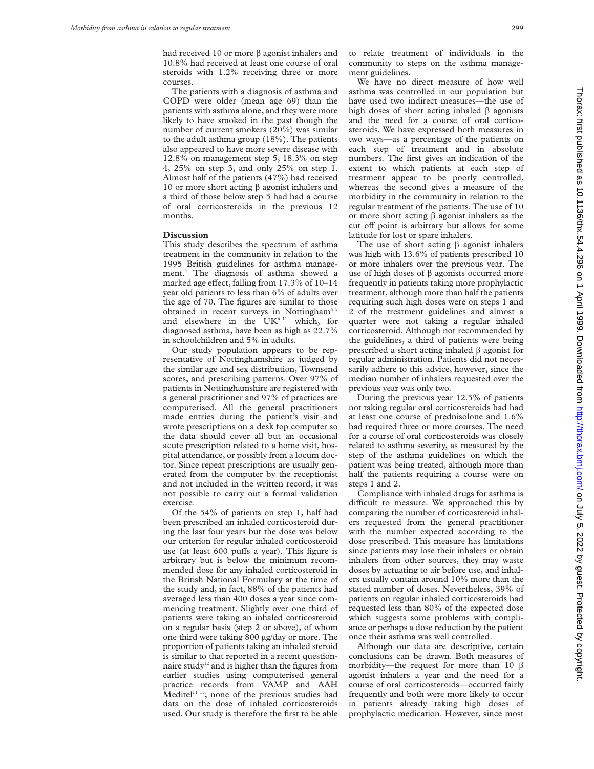had received 10 or more β agonist inhalers and 10.8% had received at least one course of oral steroids with 1.2% receiving three or more courses.

The patients with a diagnosis of asthma and COPD were older (mean age 69) than the patients with asthma alone, and they were more likely to have smoked in the past though the number of current smokers (20%) was similar to the adult asthma group (18%). The patients also appeared to have more severe disease with 12.8% on management step 5, 18.3% on step 4, 25% on step 3, and only 25% on step 1. Almost half of the patients (47%) had received 10 or more short acting β agonist inhalers and a third of those below step 5 had had a course of oral corticosteroids in the previous 12 months.

## Discussion

This study describes the spectrum of asthma treatment in the community in relation to the 1995 British guidelines for asthma management.[1] The diagnosis of asthma showed a marked age effect, falling from 17.3% of 10–14 year old patients to less than 6% of adults over the age of 70. The figures are similar to those obtained in recent surveys in Nottingham[4 5] and elsewhere in the UK[6–11] which, for diagnosed asthma, have been as high as 22.7% in schoolchildren and 5% in adults.

Our study population appears to be representative of Nottinghamshire as judged by the similar age and sex distribution, Townsend scores, and prescribing patterns. Over 97% of patients in Nottinghamshire are registered with a general practitioner and 97% of practices are computerised. All the general practitioners made entries during the patient's visit and wrote prescriptions on a desk top computer so the data should cover all but an occasional acute prescription related to a home visit, hospital attendance, or possibly from a locum doctor. Since repeat prescriptions are usually generated from the computer by the receptionist and not included in the written record, it was not possible to carry out a formal validation exercise.

Of the 54% of patients on step 1, half had been prescribed an inhaled corticosteroid during the last four years but the dose was below our criterion for regular inhaled corticosteroid use (at least 600 puffs a year). This figure is arbitrary but is below the minimum recommended dose for any inhaled corticosteroid in the British National Formulary at the time of the study and, in fact, 88% of the patients had averaged less than 400 doses a year since commencing treatment. Slightly over one third of patients were taking an inhaled corticosteroid on a regular basis (step 2 or above), of whom one third were taking 800 μg/day or more. The proportion of patients taking an inhaled steroid is similar to that reported in a recent questionnaire study[12] and is higher than the figures from earlier studies using computerised general practice records from VAMP and AAH Meditel[11 13]; none of the previous studies had data on the dose of inhaled corticosteroids used. Our study is therefore the first to be able to relate treatment of individuals in the community to steps on the asthma management guidelines.

We have no direct measure of how well asthma was controlled in our population but have used two indirect measures—the use of high doses of short acting inhaled β agonists and the need for a course of oral corticosteroids. We have expressed both measures in two ways—as a percentage of the patients on each step of treatment and in absolute numbers. The first gives an indication of the extent to which patients at each step of treatment appear to be poorly controlled, whereas the second gives a measure of the morbidity in the community in relation to the regular treatment of the patients. The use of 10 or more short acting β agonist inhalers as the cut off point is arbitrary but allows for some latitude for lost or spare inhalers.

The use of short acting β agonist inhalers was high with 13.6% of patients prescribed 10 or more inhalers over the previous year. The use of high doses of β agonists occurred more frequently in patients taking more prophylactic treatment, although more than half the patients requiring such high doses were on steps 1 and 2 of the treatment guidelines and almost a quarter were not taking a regular inhaled corticosteroid. Although not recommended by the guidelines, a third of patients were being prescribed a short acting inhaled β agonist for regular administration. Patients did not necessarily adhere to this advice, however, since the median number of inhalers requested over the previous year was only two.

During the previous year 12.5% of patients not taking regular oral corticosteroids had had at least one course of prednisolone and 1.6% had required three or more courses. The need for a course of oral corticosteroids was closely related to asthma severity, as measured by the step of the asthma guidelines on which the patient was being treated, although more than half the patients requiring a course were on steps 1 and 2.

Compliance with inhaled drugs for asthma is difficult to measure. We approached this by comparing the number of corticosteroid inhalers requested from the general practitioner with the number expected according to the dose prescribed. This measure has limitations since patients may lose their inhalers or obtain inhalers from other sources, they may waste doses by actuating to air before use, and inhalers usually contain around 10% more than the stated number of doses. Nevertheless, 39% of patients on regular inhaled corticosteroids had requested less than 80% of the expected dose which suggests some problems with compliance or perhaps a dose reduction by the patient once their asthma was well controlled.

Although our data are descriptive, certain conclusions can be drawn. Both measures of morbidity—the request for more than 10 β agonist inhalers a year and the need for a course of oral corticosteroids—occurred fairly frequently and both were more likely to occur in patients already taking high doses of prophylactic medication. However, since most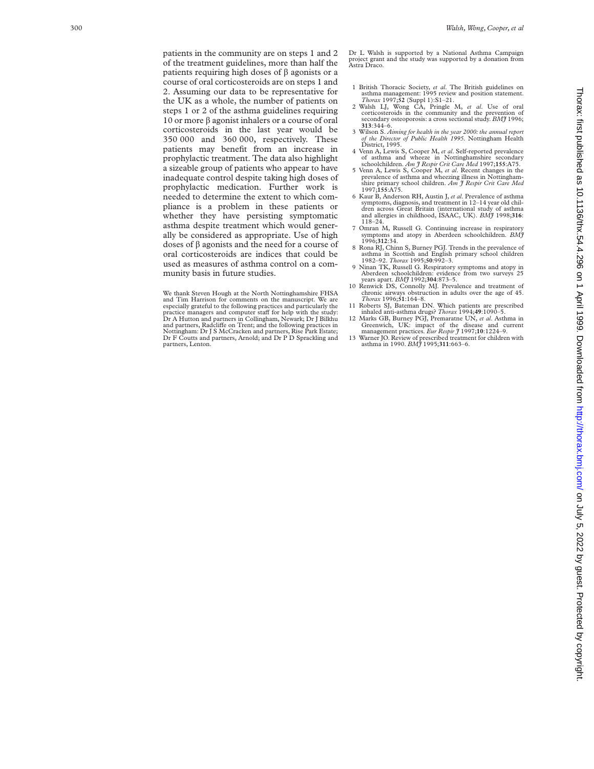patients in the community are on steps 1 and 2 of the treatment guidelines, more than half the patients requiring high doses of β agonists or a course of oral corticosteroids are on steps 1 and 2. Assuming our data to be representative for the UK as a whole, the number of patients on steps 1 or 2 of the asthma guidelines requiring 10 or more β agonist inhalers or a course of oral corticosteroids in the last year would be 350 000 and 360 000, respectively. These patients may benefit from an increase in prophylactic treatment. The data also highlight a sizeable group of patients who appear to have inadequate control despite taking high doses of prophylactic medication. Further work is needed to determine the extent to which compliance is a problem in these patients or whether they have persisting symptomatic asthma despite treatment which would generally be considered as appropriate. Use of high doses of β agonists and the need for a course of oral corticosteroids are indices that could be used as measures of asthma control on a community basis in future studies.

We thank Steven Hough at the North Nottinghamshire FHSA and Tim Harrison for comments on the manuscript. We are especially grateful to the following practices and particularly the practice managers and computer staff for help with the study: Dr A Hutton and partners in Collingham, Newark; Dr J Bilkhu and partners, Radcliffe on Trent; and the following practices in Nottingham: Dr J S McCracken and partners, Rise Park Estate; Dr F Coutts and partners, Arnold; and Dr P D Sprackling and partners, Lenton.

Dr L Walsh is supported by a National Asthma Campaign project grant and the study was supported by a donation from Astra Draco.

1 British Thoracic Society, *et al*. The British guidelines on asthma management: 1995 review and position statement. *Thorax* 1997;**52** (Suppl 1):S1–21.
2 Walsh LJ, Wong CA, Pringle M, *et al*. Use of oral corticosteroids in the community and the prevention of secondary osteoporosis: a cross sectional study. *BMJ* 1996;**313**:344–6.
3 Wilson S. *Aiming for health in the year 2000: the annual report of the Director of Public Health 1995.* Nottingham Health District, 1995.
4 Venn A, Lewis S, Cooper M, *et al*. Self-reported prevalence of asthma and wheeze in Nottinghamshire secondary schoolchildren. *Am J Respir Crit Care Med* 1997;**155**:A75.
5 Venn A, Lewis S, Cooper M, *et al*. Recent changes in the prevalence of asthma and wheezing illness in Nottinghamshire primary school children. *Am J Respir Crit Care Med* 1997;**155**:A75.
6 Kaur B, Anderson RH, Austin J, *et al*. Prevalence of asthma symptoms, diagnosis, and treatment in 12–14 year old children across Great Britain (international study of asthma and allergies in childhood, ISAAC, UK). *BMJ* 1998;**316**:118–24.
7 Omran M, Russell G. Continuing increase in respiratory symptoms and atopy in Aberdeen schoolchildren. *BMJ* 1996;**312**:34.
8 Rona RJ, Chinn S, Burney PGJ. Trends in the prevalence of asthma in Scottish and English primary school children 1982–92. *Thorax* 1995;**50**:992–3.
9 Ninan TK, Russell G. Respiratory symptoms and atopy in Aberdeen schoolchildren: evidence from two surveys 25 years apart. *BMJ* 1992;**304**:873–5.
10 Renwick DS, Connolly MJ. Prevalence and treatment of chronic airways obstruction in adults over the age of 45. *Thorax* 1996;**51**:164–8.
11 Roberts SJ, Bateman DN. Which patients are prescribed inhaled anti-asthma drugs? *Thorax* 1994;**49**:1090–5.
12 Marks GB, Burney PGJ, Premaratne UN, *et al*. Asthma in Greenwich, UK: impact of the disease and current management practices. *Eur Respir J* 1997;**10**:1224–9.
13 Warner JO. Review of prescribed treatment for children with asthma in 1990. *BMJ* 1995;**311**:663–6.